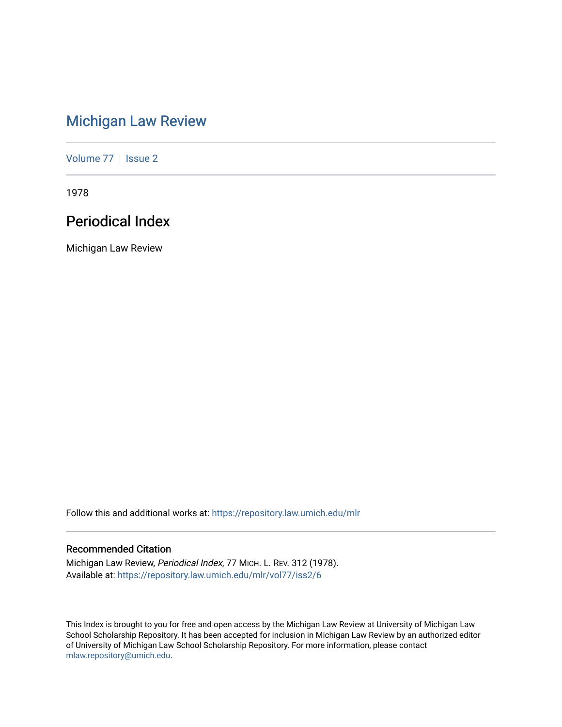# Michigan Law Review

Volume 77 | Issue 2

1978

## Periodical Index

Michigan Law Review

Follow this and additional works at: https://repository.law.umich.edu/mlr

### Recommended Citation

Michigan Law Review, *Periodical Index*, 77 MICH. L. REV. 312 (1978).
Available at: https://repository.law.umich.edu/mlr/vol77/iss2/6

This Index is brought to you for free and open access by the Michigan Law Review at University of Michigan Law School Scholarship Repository. It has been accepted for inclusion in Michigan Law Review by an authorized editor of University of Michigan Law School Scholarship Repository. For more information, please contact mlaw.repository@umich.edu.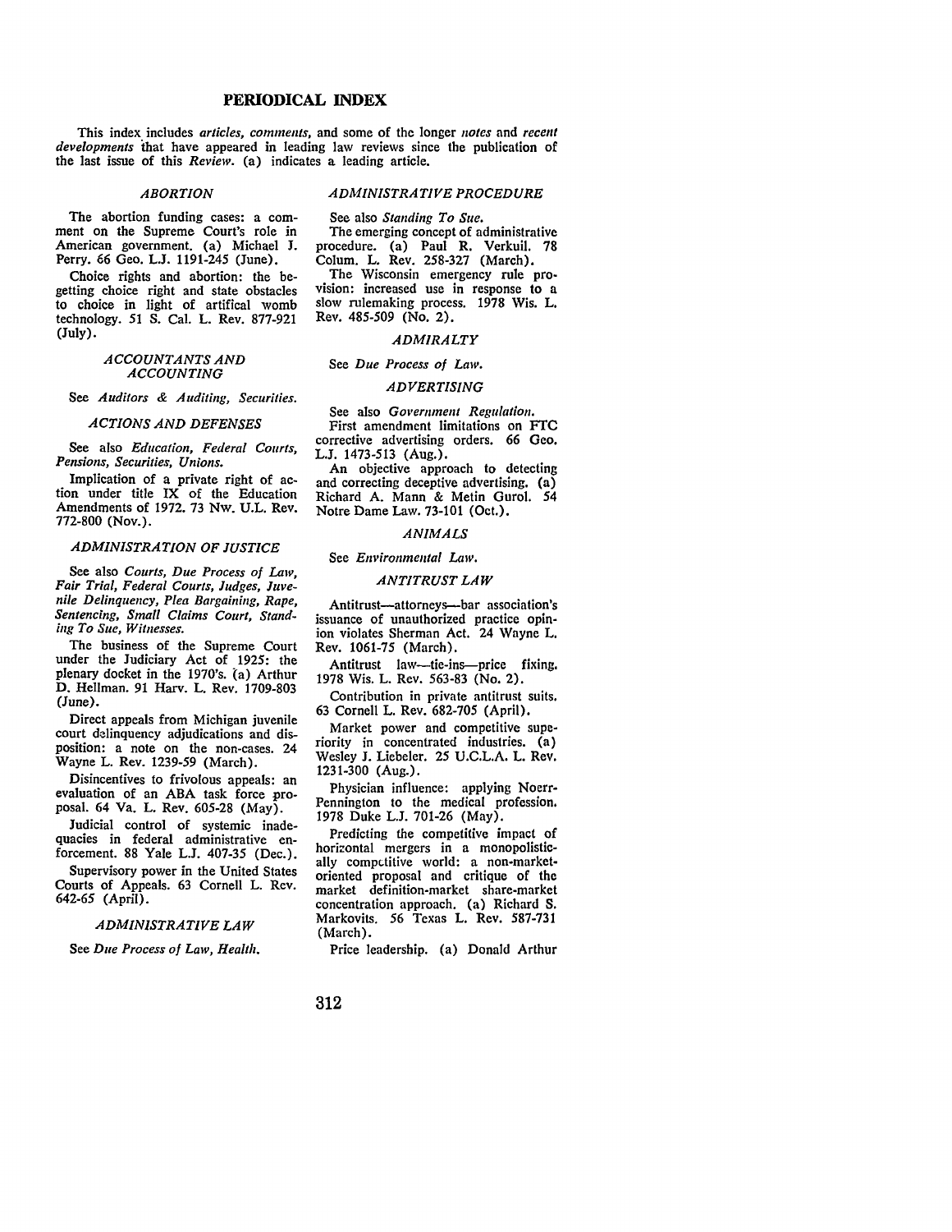# PERIODICAL INDEX

This index includes *articles, comments,* and some of the longer *notes* and *recent developments* that have appeared in leading law reviews since the publication of the last issue of this *Review.* (a) indicates a leading article.

### *ABORTION*

The abortion funding cases: a comment on the Supreme Court's role in American government. (a) Michael J. Perry. 66 Geo. L.J. 1191-245 (June).

Choice rights and abortion: the begetting choice right and state obstacles to choice in light of artifical womb technology. 51 S. Cal. L. Rev. 877-921 (July).

### *ACCOUNTANTS AND ACCOUNTING*

See *Auditors & Auditing, Securities.*

### *ACTIONS AND DEFENSES*

See also *Education, Federal Courts, Pensions, Securities, Unions.*

Implication of a private right of action under title IX of the Education Amendments of 1972. 73 Nw. U.L. Rev. 772-800 (Nov.).

### *ADMINISTRATION OF JUSTICE*

See also *Courts, Due Process of Law, Fair Trial, Federal Courts, Judges, Juvenile Delinquency, Plea Bargaining, Rape, Sentencing, Small Claims Court, Standing To Sue, Witnesses.*

The business of the Supreme Court under the Judiciary Act of 1925: the plenary docket in the 1970's. (a) Arthur D. Hellman. 91 Harv. L. Rev. 1709-803 (June).

Direct appeals from Michigan juvenile court delinquency adjudications and disposition: a note on the non-cases. 24 Wayne L. Rev. 1239-59 (March).

Disincentives to frivolous appeals: an evaluation of an ABA task force proposal. 64 Va. L. Rev. 605-28 (May).

Judicial control of systemic inadequacies in federal administrative enforcement. 88 Yale L.J. 407-35 (Dec.).

Supervisory power in the United States Courts of Appeals. 63 Cornell L. Rev. 642-65 (April).

### *ADMINISTRATIVE LAW*

See *Due Process of Law, Health.*

### *ADMINISTRATIVE PROCEDURE*

See also *Standing To Sue.*

The emerging concept of administrative procedure. (a) Paul R. Verkuil. 78 Colum. L. Rev. 258-327 (March).

The Wisconsin emergency rule provision: increased use in response to a slow rulemaking process. 1978 Wis. L. Rev. 485-509 (No. 2).

### *ADMIRALTY*

See *Due Process of Law.*

### *ADVERTISING*

See also *Government Regulation.*

First amendment limitations on FTC corrective advertising orders. 66 Geo. L.J. 1473-513 (Aug.).

An objective approach to detecting and correcting deceptive advertising. (a) Richard A. Mann & Metin Gurol. 54 Notre Dame Law. 73-101 (Oct.).

### *ANIMALS*

See *Environmental Law.*

### *ANTITRUST LAW*

Antitrust—attorneys—bar association's issuance of unauthorized practice opinion violates Sherman Act. 24 Wayne L. Rev. 1061-75 (March).

Antitrust law—tie-ins—price fixing. 1978 Wis. L. Rev. 563-83 (No. 2).

Contribution in private antitrust suits. 63 Cornell L. Rev. 682-705 (April).

Market power and competitive superiority in concentrated industries. (a) Wesley J. Liebeler. 25 U.C.L.A. L. Rev. 1231-300 (Aug.).

Physician influence: applying Noerr-Pennington to the medical profession. 1978 Duke L.J. 701-26 (May).

Predicting the competitive impact of horizontal mergers in a monopolistically competitive world: a non-market-oriented proposal and critique of the market definition-market share-market concentration approach. (a) Richard S. Markovits. 56 Texas L. Rev. 587-731 (March).

Price leadership. (a) Donald Arthur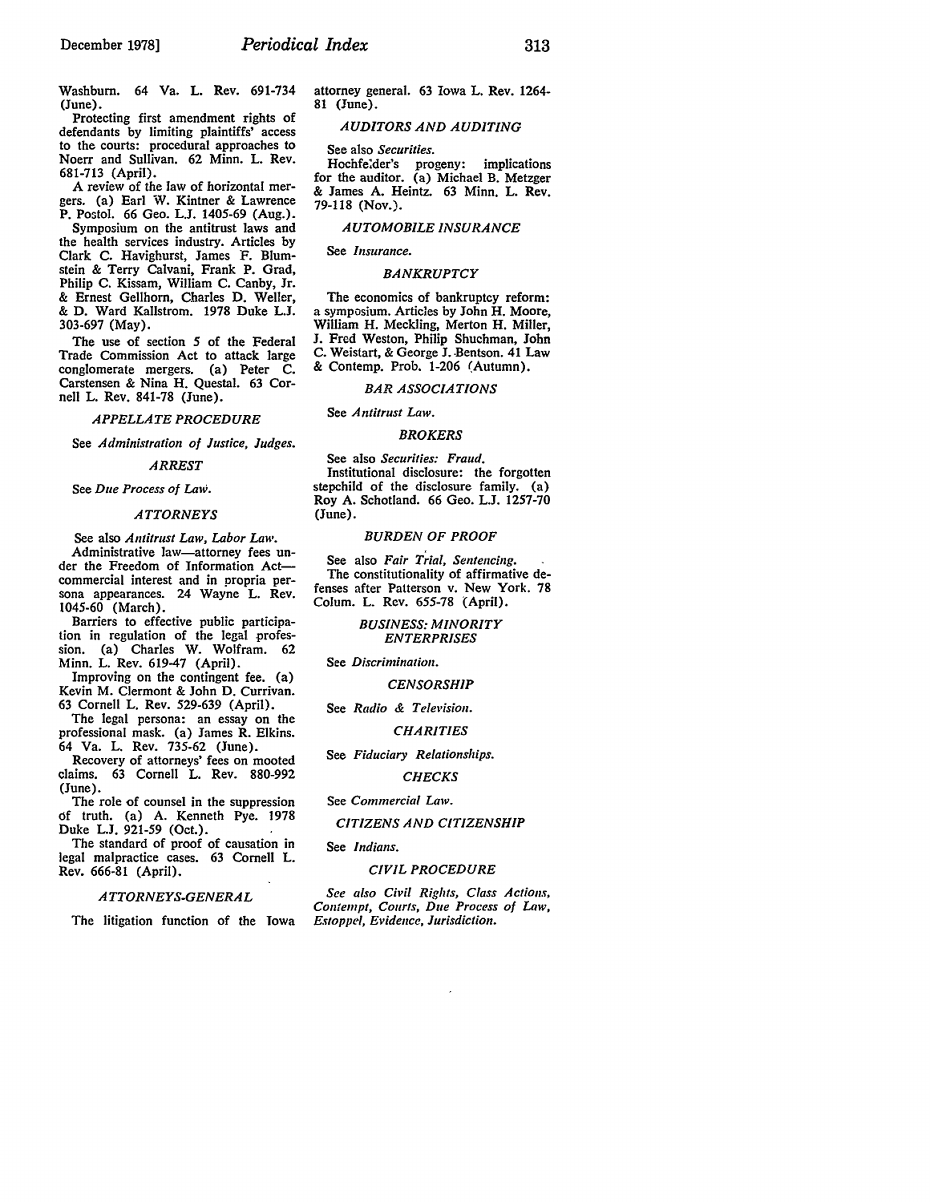Washburn. 64 Va. L. Rev. 691-734 (June).

Protecting first amendment rights of defendants by limiting plaintiffs' access to the courts: procedural approaches to Noerr and Sullivan. 62 Minn. L. Rev. 681-713 (April).

A review of the law of horizontal mergers. (a) Earl W. Kintner & Lawrence P. Postol. 66 Geo. L.J. 1405-69 (Aug.).

Symposium on the antitrust laws and the health services industry. Articles by Clark C. Havighurst, James F. Blumstein & Terry Calvani, Frank P. Grad, Philip C. Kissam, William C. Canby, Jr. & Ernest Gellhorn, Charles D. Weller, & D. Ward Kallstrom. 1978 Duke L.J. 303-697 (May).

The use of section 5 of the Federal Trade Commission Act to attack large conglomerate mergers. (a) Peter C. Carstensen & Nina H. Questal. 63 Cornell L. Rev. 841-78 (June).

*APPELLATE PROCEDURE*

See *Administration of Justice, Judges.*

*ARREST*

See *Due Process of Law.*

*ATTORNEYS*

See also *Antitrust Law, Labor Law.*

Administrative law—attorney fees under the Freedom of Information Act—commercial interest and in propria persona appearances. 24 Wayne L. Rev. 1045-60 (March).

Barriers to effective public participation in regulation of the legal profession. (a) Charles W. Wolfram. 62 Minn. L. Rev. 619-47 (April).

Improving on the contingent fee. (a) Kevin M. Clermont & John D. Currivan. 63 Cornell L. Rev. 529-639 (April).

The legal persona: an essay on the professional mask. (a) James R. Elkins. 64 Va. L. Rev. 735-62 (June).

Recovery of attorneys' fees on mooted claims. 63 Cornell L. Rev. 880-992 (June).

The role of counsel in the suppression of truth. (a) A. Kenneth Pye. 1978 Duke L.J. 921-59 (Oct.).

The standard of proof of causation in legal malpractice cases. 63 Cornell L. Rev. 666-81 (April).

*ATTORNEYS-GENERAL*

The litigation function of the Iowa attorney general. 63 Iowa L. Rev. 1264-81 (June).

*AUDITORS AND AUDITING*

See also *Securities.*

Hochfelder's progeny: implications for the auditor. (a) Michael B. Metzger & James A. Heintz. 63 Minn. L. Rev. 79-118 (Nov.).

*AUTOMOBILE INSURANCE*

See *Insurance.*

*BANKRUPTCY*

The economics of bankruptcy reform: a symposium. Articles by John H. Moore, William H. Meckling, Merton H. Miller, J. Fred Weston, Philip Shuchman, John C. Weistart, & George J. Bentson. 41 Law & Contemp. Prob. 1-206 (Autumn).

*BAR ASSOCIATIONS*

See *Antitrust Law.*

*BROKERS*

See also *Securities: Fraud.*

Institutional disclosure: the forgotten stepchild of the disclosure family. (a) Roy A. Schotland. 66 Geo. L.J. 1257-70 (June).

*BURDEN OF PROOF*

See also *Fair Trial, Sentencing.*

The constitutionality of affirmative defenses after Patterson v. New York. 78 Colum. L. Rev. 655-78 (April).

*BUSINESS: MINORITY ENTERPRISES*

See *Discrimination.*

*CENSORSHIP*

See *Radio & Television.*

*CHARITIES*

See *Fiduciary Relationships.*

*CHECKS*

See *Commercial Law.*

*CITIZENS AND CITIZENSHIP*

See *Indians.*

*CIVIL PROCEDURE*

*See also Civil Rights, Class Actions, Contempt, Courts, Due Process of Law, Estoppel, Evidence, Jurisdiction.*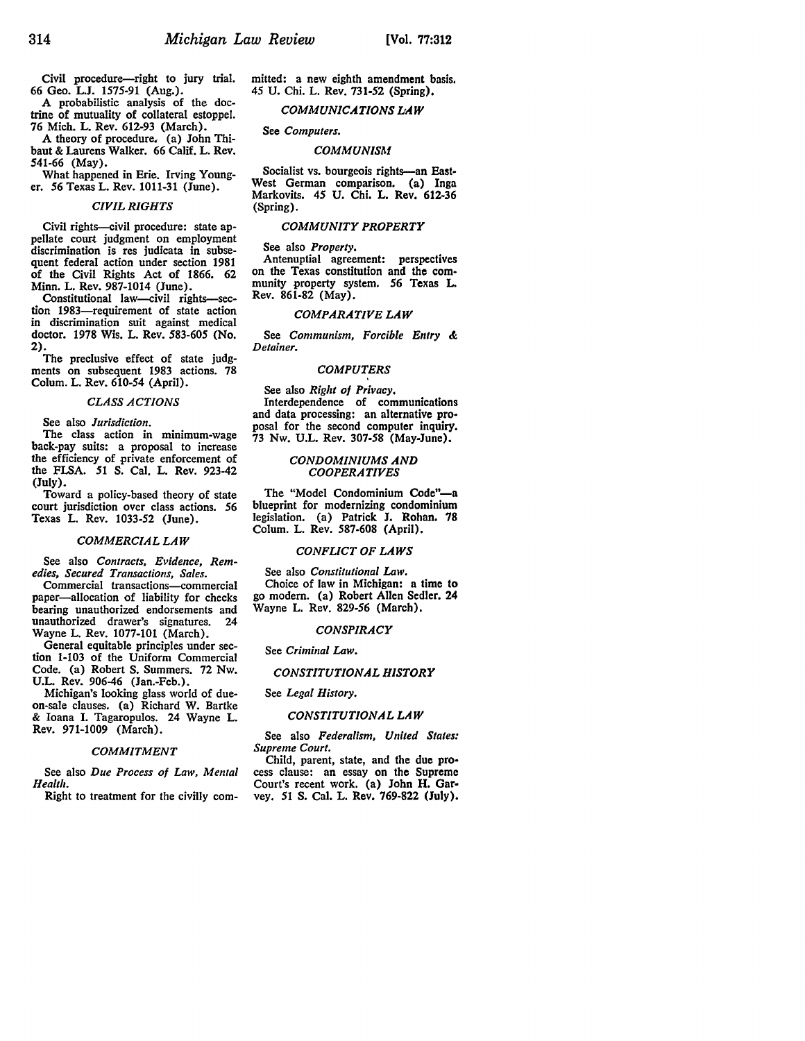Civil procedure—right to jury trial. 66 Geo. L.J. 1575-91 (Aug.).

A probabilistic analysis of the doctrine of mutuality of collateral estoppel. 76 Mich. L. Rev. 612-93 (March).

A theory of procedure. (a) John Thibaut & Laurens Walker. 66 Calif. L. Rev. 541-66 (May).

What happened in Erie. Irving Younger. 56 Texas L. Rev. 1011-31 (June).

### *CIVIL RIGHTS*

Civil rights—civil procedure: state appellate court judgment on employment discrimination is res judicata in subsequent federal action under section 1981 of the Civil Rights Act of 1866. 62 Minn. L. Rev. 987-1014 (June).

Constitutional law—civil rights—section 1983—requirement of state action in discrimination suit against medical doctor. 1978 Wis. L. Rev. 583-605 (No. 2).

The preclusive effect of state judgments on subsequent 1983 actions. 78 Colum. L. Rev. 610-54 (April).

### *CLASS ACTIONS*

See also *Jurisdiction.*

The class action in minimum-wage back-pay suits: a proposal to increase the efficiency of private enforcement of the FLSA. 51 S. Cal. L. Rev. 923-42 (July).

Toward a policy-based theory of state court jurisdiction over class actions. 56 Texas L. Rev. 1033-52 (June).

### *COMMERCIAL LAW*

See also *Contracts, Evidence, Remedies, Secured Transactions, Sales.*

Commercial transactions—commercial paper—allocation of liability for checks bearing unauthorized endorsements and unauthorized drawer's signatures. 24 Wayne L. Rev. 1077-101 (March).

General equitable principles under section 1-103 of the Uniform Commercial Code. (a) Robert S. Summers. 72 Nw. U.L. Rev. 906-46 (Jan.-Feb.).

Michigan's looking glass world of due-on-sale clauses. (a) Richard W. Bartke & Ioana I. Tagaropulos. 24 Wayne L. Rev. 971-1009 (March).

### *COMMITMENT*

See also *Due Process of Law, Mental Health.*

Right to treatment for the civilly committed: a new eighth amendment basis. 45 U. Chi. L. Rev. 731-52 (Spring).

### *COMMUNICATIONS LAW*

See *Computers.*

### *COMMUNISM*

Socialist vs. bourgeois rights—an East-West German comparison. (a) Inga Markovits. 45 U. Chi. L. Rev. 612-36 (Spring).

### *COMMUNITY PROPERTY*

See also *Property.*

Antenuptial agreement: perspectives on the Texas constitution and the community property system. 56 Texas L. Rev. 861-82 (May).

### *COMPARATIVE LAW*

See *Communism, Forcible Entry & Detainer.*

### *COMPUTERS*

See also *Right of Privacy.*

Interdependence of communications and data processing: an alternative proposal for the second computer inquiry. 73 Nw. U.L. Rev. 307-58 (May-June).

### *CONDOMINIUMS AND COOPERATIVES*

The "Model Condominium Code"—a blueprint for modernizing condominium legislation. (a) Patrick J. Rohan. 78 Colum. L. Rev. 587-608 (April).

### *CONFLICT OF LAWS*

See also *Constitutional Law.*

Choice of law in Michigan: a time to go modern. (a) Robert Allen Sedler. 24 Wayne L. Rev. 829-56 (March).

### *CONSPIRACY*

See *Criminal Law.*

### *CONSTITUTIONAL HISTORY*

See *Legal History.*

### *CONSTITUTIONAL LAW*

See also *Federalism, United States: Supreme Court.*

Child, parent, state, and the due process clause: an essay on the Supreme Court's recent work. (a) John H. Garvey. 51 S. Cal. L. Rev. 769-822 (July).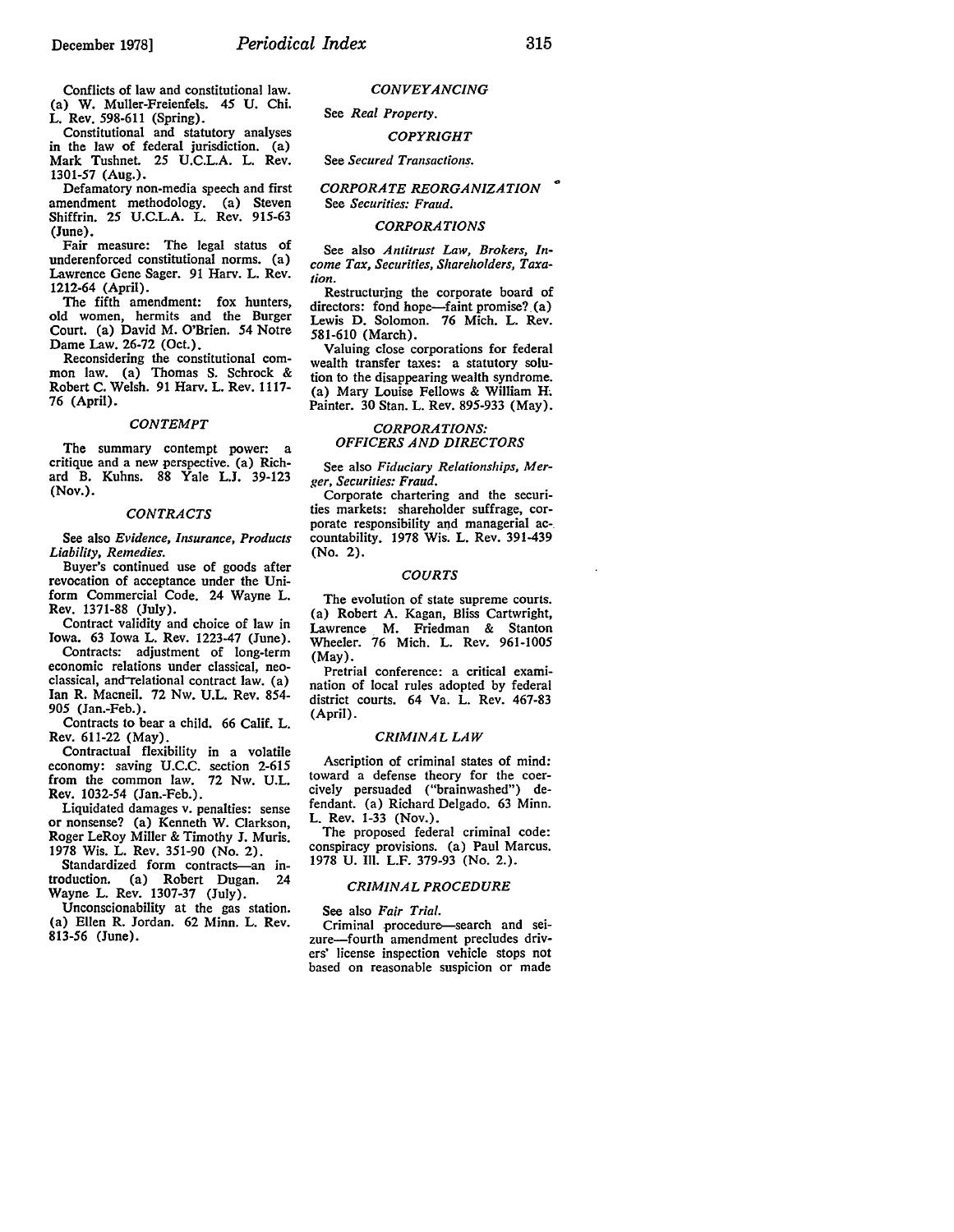Conflicts of law and constitutional law. (a) W. Muller-Freienfels. 45 U. Chi. L. Rev. 598-611 (Spring).

Constitutional and statutory analyses in the law of federal jurisdiction. (a) Mark Tushnet. 25 U.C.L.A. L. Rev. 1301-57 (Aug.).

Defamatory non-media speech and first amendment methodology. (a) Steven Shiffrin. 25 U.C.L.A. L. Rev. 915-63 (June).

Fair measure: The legal status of underenforced constitutional norms. (a) Lawrence Gene Sager. 91 Harv. L. Rev. 1212-64 (April).

The fifth amendment: fox hunters, old women, hermits and the Burger Court. (a) David M. O'Brien. 54 Notre Dame Law. 26-72 (Oct.).

Reconsidering the constitutional common law. (a) Thomas S. Schrock & Robert C. Welsh. 91 Harv. L. Rev. 1117-76 (April).

### *CONTEMPT*

The summary contempt power: a critique and a new perspective. (a) Richard B. Kuhns. 88 Yale L.J. 39-123 (Nov.).

### *CONTRACTS*

See also *Evidence, Insurance, Products Liability, Remedies.*

Buyer's continued use of goods after revocation of acceptance under the Uniform Commercial Code. 24 Wayne L. Rev. 1371-88 (July).

Contract validity and choice of law in Iowa. 63 Iowa L. Rev. 1223-47 (June).

Contracts: adjustment of long-term economic relations under classical, neoclassical, and relational contract law. (a) Ian R. Macneil. 72 Nw. U.L. Rev. 854-905 (Jan.-Feb.).

Contracts to bear a child. 66 Calif. L. Rev. 611-22 (May).

Contractual flexibility in a volatile economy: saving U.C.C. section 2-615 from the common law. 72 Nw. U.L. Rev. 1032-54 (Jan.-Feb.).

Liquidated damages v. penalties: sense or nonsense? (a) Kenneth W. Clarkson, Roger LeRoy Miller & Timothy J. Muris. 1978 Wis. L. Rev. 351-90 (No. 2).

Standardized form contracts—an introduction. (a) Robert Dugan. 24 Wayne L. Rev. 1307-37 (July).

Unconscionability at the gas station. (a) Ellen R. Jordan. 62 Minn. L. Rev. 813-56 (June).

### *CONVEYANCING*

See *Real Property.*

### *COPYRIGHT*

See *Secured Transactions.*

### *CORPORATE REORGANIZATION*

See *Securities: Fraud.*

### *CORPORATIONS*

See also *Antitrust Law, Brokers, Income Tax, Securities, Shareholders, Taxation.*

Restructuring the corporate board of directors: fond hope—faint promise? (a) Lewis D. Solomon. 76 Mich. L. Rev. 581-610 (March).

Valuing close corporations for federal wealth transfer taxes: a statutory solution to the disappearing wealth syndrome. (a) Mary Louise Fellows & William H. Painter. 30 Stan. L. Rev. 895-933 (May).

### *CORPORATIONS: OFFICERS AND DIRECTORS*

See also *Fiduciary Relationships, Merger, Securities: Fraud.*

Corporate chartering and the securities markets: shareholder suffrage, corporate responsibility and managerial accountability. 1978 Wis. L. Rev. 391-439 (No. 2).

### *COURTS*

The evolution of state supreme courts. (a) Robert A. Kagan, Bliss Cartwright, Lawrence M. Friedman & Stanton Wheeler. 76 Mich. L. Rev. 961-1005 (May).

Pretrial conference: a critical examination of local rules adopted by federal district courts. 64 Va. L. Rev. 467-83 (April).

### *CRIMINAL LAW*

Ascription of criminal states of mind: toward a defense theory for the coercively persuaded ("brainwashed") defendant. (a) Richard Delgado. 63 Minn. L. Rev. 1-33 (Nov.).

The proposed federal criminal code: conspiracy provisions. (a) Paul Marcus. 1978 U. Ill. L.F. 379-93 (No. 2.).

### *CRIMINAL PROCEDURE*

See also *Fair Trial.*

Criminal procedure—search and seizure—fourth amendment precludes drivers' license inspection vehicle stops not based on reasonable suspicion or made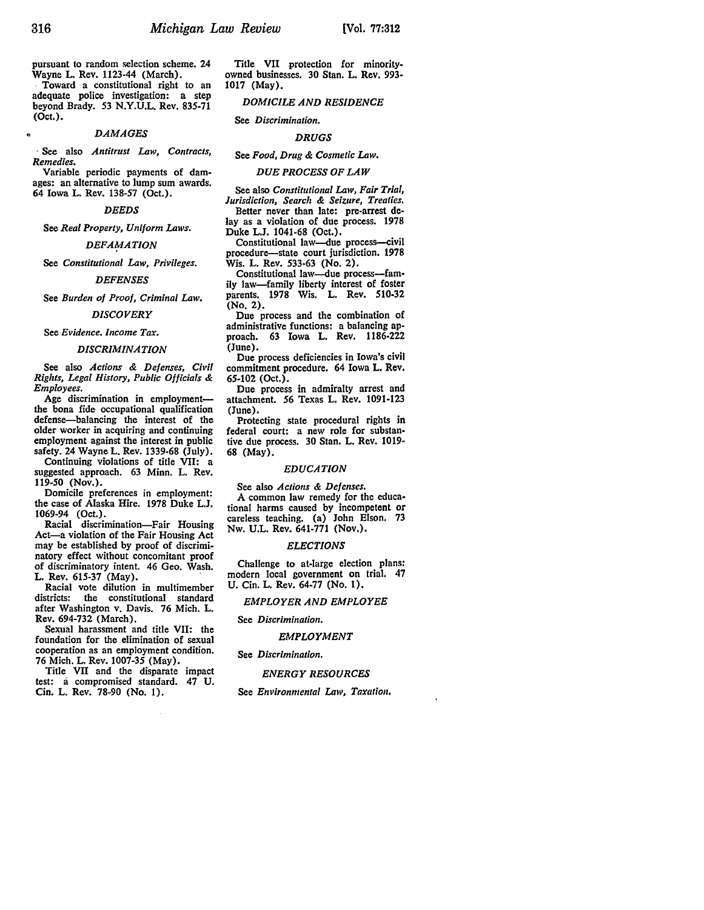pursuant to random selection scheme. 24 Wayne L. Rev. 1123-44 (March).

Toward a constitutional right to an adequate police investigation: a step beyond Brady. 53 N.Y.U.L. Rev. 835-71 (Oct.).

### *DAMAGES*

See also *Antitrust Law, Contracts, Remedies.*

Variable periodic payments of damages: an alternative to lump sum awards. 64 Iowa L. Rev. 138-57 (Oct.).

### *DEEDS*

See *Real Property, Uniform Laws.*

### *DEFAMATION*

See *Constitutional Law, Privileges.*

### *DEFENSES*

See *Burden of Proof, Criminal Law.*

### *DISCOVERY*

See *Evidence. Income Tax.*

### *DISCRIMINATION*

See also *Actions & Defenses, Civil Rights, Legal History, Public Officials & Employees.*

Age discrimination in employment—the bona fide occupational qualification defense—balancing the interest of the older worker in acquiring and continuing employment against the interest in public safety. 24 Wayne L. Rev. 1339-68 (July).

Continuing violations of title VII: a suggested approach. 63 Minn. L. Rev. 119-50 (Nov.).

Domicile preferences in employment: the case of Alaska Hire. 1978 Duke L.J. 1069-94 (Oct.).

Racial discrimination—Fair Housing Act—a violation of the Fair Housing Act may be established by proof of discriminatory effect without concomitant proof of discriminatory intent. 46 Geo. Wash. L. Rev. 615-37 (May).

Racial vote dilution in multimember districts: the constitutional standard after Washington v. Davis. 76 Mich. L. Rev. 694-732 (March).

Sexual harassment and title VII: the foundation for the elimination of sexual cooperation as an employment condition. 76 Mich. L. Rev. 1007-35 (May).

Title VII and the disparate impact test: a compromised standard. 47 U. Cin. L. Rev. 78-90 (No. 1).

Title VII protection for minority-owned businesses. 30 Stan. L. Rev. 993-1017 (May).

### *DOMICILE AND RESIDENCE*

See *Discrimination.*

### *DRUGS*

See *Food, Drug & Cosmetic Law.*

### *DUE PROCESS OF LAW*

See also *Constitutional Law, Fair Trial, Jurisdiction, Search & Seizure, Treaties.*

Better never than late: pre-arrest delay as a violation of due process. 1978 Duke L.J. 1041-68 (Oct.).

Constitutional law—due process—civil procedure—state court jurisdiction. 1978 Wis. L. Rev. 533-63 (No. 2).

Constitutional law—due process—family law—family liberty interest of foster parents. 1978 Wis. L. Rev. 510-32 (No. 2).

Due process and the combination of administrative functions: a balancing approach. 63 Iowa L. Rev. 1186-222 (June).

Due process deficiencies in Iowa's civil commitment procedure. 64 Iowa L. Rev. 65-102 (Oct.).

Due process in admiralty arrest and attachment. 56 Texas L. Rev. 1091-123 (June).

Protecting state procedural rights in federal court: a new role for substantive due process. 30 Stan. L. Rev. 1019-68 (May).

### *EDUCATION*

See also *Actions & Defenses.*

A common law remedy for the educational harms caused by incompetent or careless teaching. (a) John Elson. 73 Nw. U.L. Rev. 641-771 (Nov.).

### *ELECTIONS*

Challenge to at-large election plans: modern local government on trial. 47 U. Cin. L. Rev. 64-77 (No. 1).

### *EMPLOYER AND EMPLOYEE*

See *Discrimination.*

### *EMPLOYMENT*

See *Discrimination.*

### *ENERGY RESOURCES*

See *Environmental Law, Taxation.*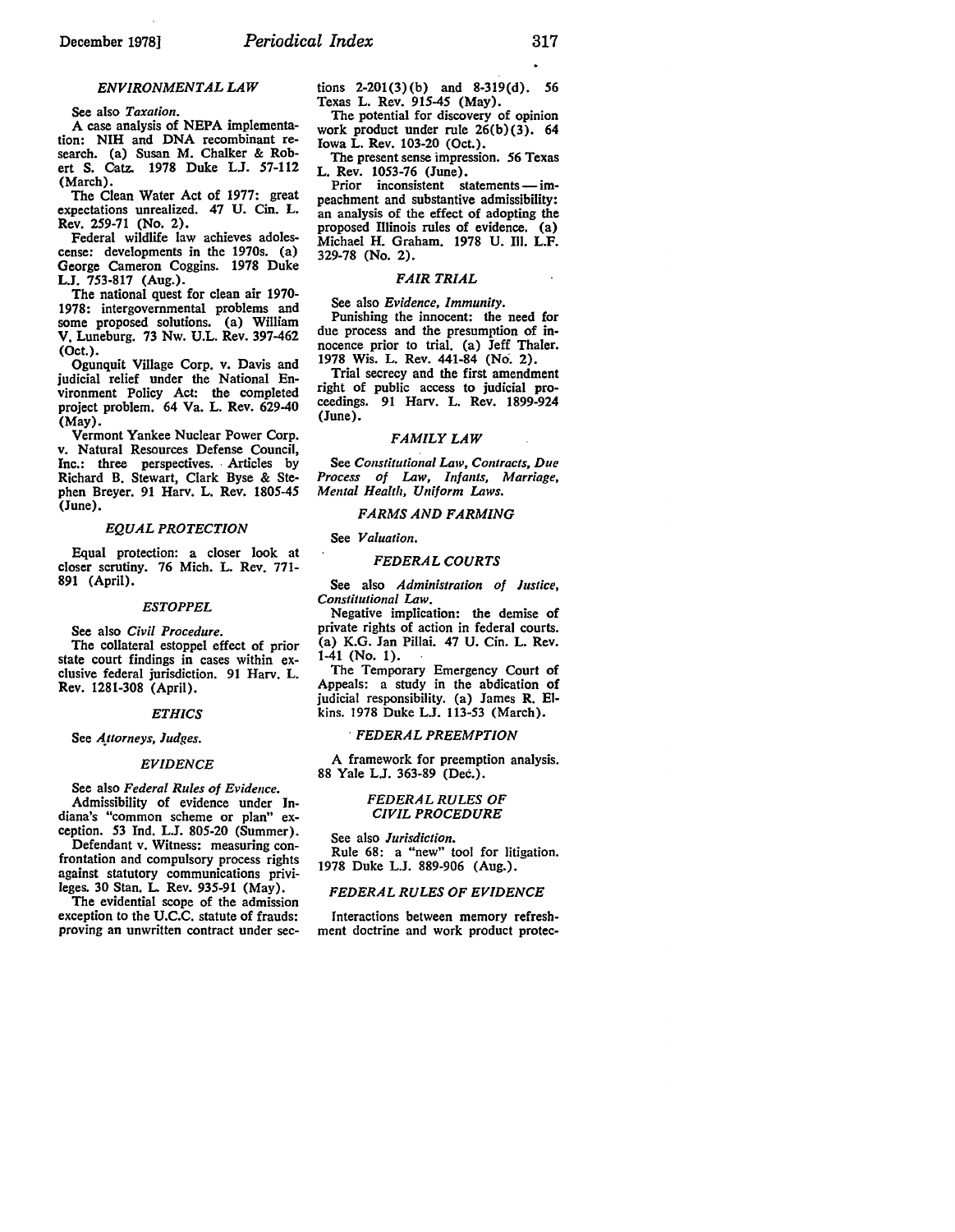### *ENVIRONMENTAL LAW*

See also *Taxation*.

A case analysis of NEPA implementation: NIH and DNA recombinant research. (a) Susan M. Chalker & Robert S. Catz. 1978 Duke L.J. 57-112 (March).

The Clean Water Act of 1977: great expectations unrealized. 47 U. Cin. L. Rev. 259-71 (No. 2).

Federal wildlife law achieves adolescence: developments in the 1970s. (a) George Cameron Coggins. 1978 Duke L.J. 753-817 (Aug.).

The national quest for clean air 1970-1978: intergovernmental problems and some proposed solutions. (a) William V. Luneburg. 73 Nw. U.L. Rev. 397-462 (Oct.).

Ogunquit Village Corp. v. Davis and judicial relief under the National Environment Policy Act: the completed project problem. 64 Va. L. Rev. 629-40 (May).

Vermont Yankee Nuclear Power Corp. v. Natural Resources Defense Council, Inc.: three perspectives. Articles by Richard B. Stewart, Clark Byse & Stephen Breyer. 91 Harv. L. Rev. 1805-45 (June).

### *EQUAL PROTECTION*

Equal protection: a closer look at closer scrutiny. 76 Mich. L. Rev. 771-891 (April).

### *ESTOPPEL*

See also *Civil Procedure*.

The collateral estoppel effect of prior state court findings in cases within exclusive federal jurisdiction. 91 Harv. L. Rev. 1281-308 (April).

### *ETHICS*

See *Attorneys, Judges*.

### *EVIDENCE*

See also *Federal Rules of Evidence*.

Admissibility of evidence under Indiana's "common scheme or plan" exception. 53 Ind. L.J. 805-20 (Summer).

Defendant v. Witness: measuring confrontation and compulsory process rights against statutory communications privileges. 30 Stan. L. Rev. 935-91 (May).

The evidential scope of the admission exception to the U.C.C. statute of frauds: proving an unwritten contract under sections 2-201(3)(b) and 8-319(d). 56 Texas L. Rev. 915-45 (May).

The potential for discovery of opinion work product under rule 26(b)(3). 64 Iowa L. Rev. 103-20 (Oct.).

The present sense impression. 56 Texas L. Rev. 1053-76 (June).

Prior inconsistent statements — impeachment and substantive admissibility: an analysis of the effect of adopting the proposed Illinois rules of evidence. (a) Michael H. Graham. 1978 U. Ill. L.F. 329-78 (No. 2).

### *FAIR TRIAL*

See also *Evidence, Immunity*.

Punishing the innocent: the need for due process and the presumption of innocence prior to trial. (a) Jeff Thaler. 1978 Wis. L. Rev. 441-84 (No. 2).

Trial secrecy and the first amendment right of public access to judicial proceedings. 91 Harv. L. Rev. 1899-924 (June).

### *FAMILY LAW*

See *Constitutional Law, Contracts, Due Process of Law, Infants, Marriage, Mental Health, Uniform Laws*.

### *FARMS AND FARMING*

See *Valuation*.

### *FEDERAL COURTS*

See also *Administration of Justice, Constitutional Law*.

Negative implication: the demise of private rights of action in federal courts. (a) K.G. Jan Pillai. 47 U. Cin. L. Rev. 1-41 (No. 1).

The Temporary Emergency Court of Appeals: a study in the abdication of judicial responsibility. (a) James R. Elkins. 1978 Duke L.J. 113-53 (March).

### *FEDERAL PREEMPTION*

A framework for preemption analysis. 88 Yale L.J. 363-89 (Dec.).

### *FEDERAL RULES OF CIVIL PROCEDURE*

See also *Jurisdiction*.

Rule 68: a "new" tool for litigation. 1978 Duke L.J. 889-906 (Aug.).

### *FEDERAL RULES OF EVIDENCE*

Interactions between memory refreshment doctrine and work product protec-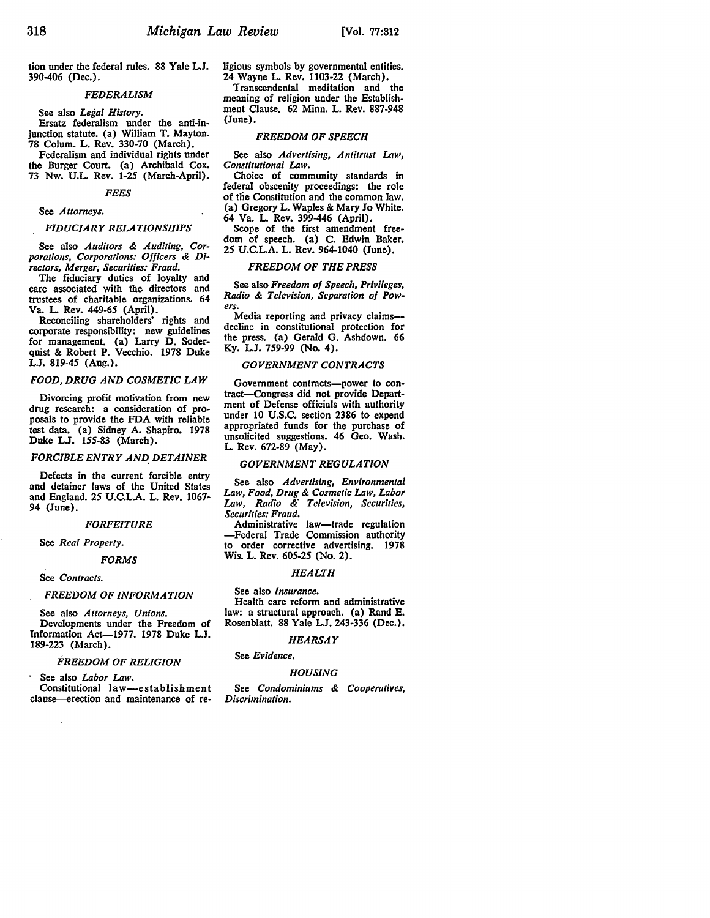tion under the federal rules. 88 Yale L.J. 390-406 (Dec.).

### *FEDERALISM*

See also *Legal History.*

Ersatz federalism under the anti-injunction statute. (a) William T. Mayton. 78 Colum. L. Rev. 330-70 (March).

Federalism and individual rights under the Burger Court. (a) Archibald Cox. 73 Nw. U.L. Rev. 1-25 (March-April).

### *FEES*

See *Attorneys.*

### *FIDUCIARY RELATIONSHIPS*

See also *Auditors & Auditing, Corporations, Corporations: Officers & Directors, Merger, Securities: Fraud.*

The fiduciary duties of loyalty and care associated with the directors and trustees of charitable organizations. 64 Va. L. Rev. 449-65 (April).

Reconciling shareholders' rights and corporate responsibility: new guidelines for management. (a) Larry D. Soderquist & Robert P. Vecchio. 1978 Duke L.J. 819-45 (Aug.).

### *FOOD, DRUG AND COSMETIC LAW*

Divorcing profit motivation from new drug research: a consideration of proposals to provide the FDA with reliable test data. (a) Sidney A. Shapiro. 1978 Duke L.J. 155-83 (March).

### *FORCIBLE ENTRY AND DETAINER*

Defects in the current forcible entry and detainer laws of the United States and England. 25 U.C.L.A. L. Rev. 1067-94 (June).

### *FORFEITURE*

See *Real Property.*

### *FORMS*

See *Contracts.*

### *FREEDOM OF INFORMATION*

See also *Attorneys, Unions.*

Developments under the Freedom of Information Act—1977. 1978 Duke L.J. 189-223 (March).

### *FREEDOM OF RELIGION*

See also *Labor Law.*

Constitutional law—establishment clause—erection and maintenance of religious symbols by governmental entities. 24 Wayne L. Rev. 1103-22 (March).

Transcendental meditation and the meaning of religion under the Establishment Clause. 62 Minn. L. Rev. 887-948 (June).

### *FREEDOM OF SPEECH*

See also *Advertising, Antitrust Law, Constitutional Law.*

Choice of community standards in federal obscenity proceedings: the role of the Constitution and the common law. (a) Gregory L. Waples & Mary Jo White. 64 Va. L. Rev. 399-446 (April).

Scope of the first amendment freedom of speech. (a) C. Edwin Baker. 25 U.C.L.A. L. Rev. 964-1040 (June).

### *FREEDOM OF THE PRESS*

See also *Freedom of Speech, Privileges, Radio & Television, Separation of Powers.*

Media reporting and privacy claims—decline in constitutional protection for the press. (a) Gerald G. Ashdown. 66 Ky. L.J. 759-99 (No. 4).

### *GOVERNMENT CONTRACTS*

Government contracts—power to contract—Congress did not provide Department of Defense officials with authority under 10 U.S.C. section 2386 to expend appropriated funds for the purchase of unsolicited suggestions. 46 Geo. Wash. L. Rev. 672-89 (May).

### *GOVERNMENT REGULATION*

See also *Advertising, Environmental Law, Food, Drug & Cosmetic Law, Labor Law, Radio & Television, Securities, Securities: Fraud.*

Administrative law—trade regulation—Federal Trade Commission authority to order corrective advertising. 1978 Wis. L. Rev. 605-25 (No. 2).

### *HEALTH*

See also *Insurance.*

Health care reform and administrative law: a structural approach. (a) Rand E. Rosenblatt. 88 Yale L.J. 243-336 (Dec.).

### *HEARSAY*

See *Evidence.*

### *HOUSING*

See *Condominiums & Cooperatives, Discrimination.*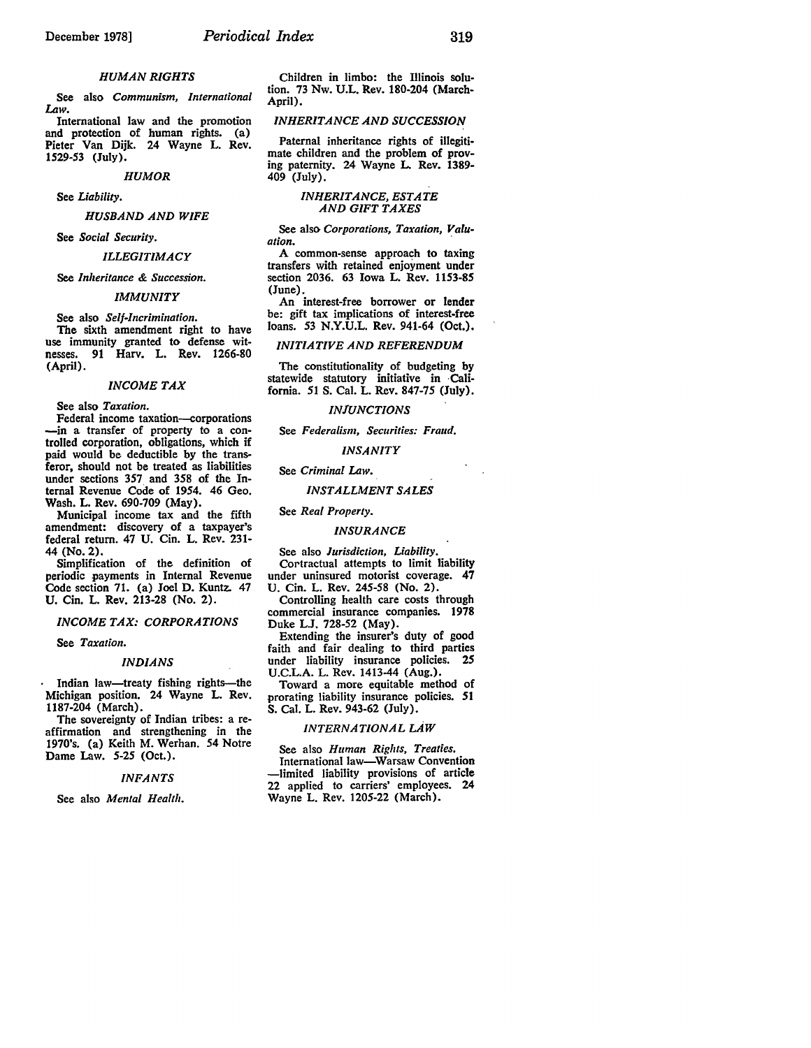### HUMAN RIGHTS

See also *Communism, International Law.*

International law and the promotion and protection of human rights. (a) Pieter Van Dijk. 24 Wayne L. Rev. 1529-53 (July).

### HUMOR

See *Liability.*

### HUSBAND AND WIFE

See *Social Security.*

### ILLEGITIMACY

See *Inheritance & Succession.*

### IMMUNITY

See also *Self-Incrimination.*

The sixth amendment right to have use immunity granted to defense witnesses. 91 Harv. L. Rev. 1266-80 (April).

### INCOME TAX

See also *Taxation.*

Federal income taxation—corporations—in a transfer of property to a controlled corporation, obligations, which if paid would be deductible by the transferor, should not be treated as liabilities under sections 357 and 358 of the Internal Revenue Code of 1954. 46 Geo. Wash. L. Rev. 690-709 (May).

Municipal income tax and the fifth amendment: discovery of a taxpayer's federal return. 47 U. Cin. L. Rev. 231-44 (No. 2).

Simplification of the definition of periodic payments in Internal Revenue Code section 71. (a) Joel D. Kuntz. 47 U. Cin. L. Rev. 213-28 (No. 2).

### INCOME TAX: CORPORATIONS

See *Taxation.*

### INDIANS

Indian law—treaty fishing rights—the Michigan position. 24 Wayne L. Rev. 1187-204 (March).

The sovereignty of Indian tribes: a reaffirmation and strengthening in the 1970's. (a) Keith M. Werhan. 54 Notre Dame Law. 5-25 (Oct.).

### INFANTS

See also *Mental Health.*

Children in limbo: the Illinois solution. 73 Nw. U.L. Rev. 180-204 (March-April).

### INHERITANCE AND SUCCESSION

Paternal inheritance rights of illegitimate children and the problem of proving paternity. 24 Wayne L. Rev. 1389-409 (July).

### INHERITANCE, ESTATE AND GIFT TAXES

See also *Corporations, Taxation, Valuation.*

A common-sense approach to taxing transfers with retained enjoyment under section 2036. 63 Iowa L. Rev. 1153-85 (June).

An interest-free borrower or lender be: gift tax implications of interest-free loans. 53 N.Y.U.L. Rev. 941-64 (Oct.).

### INITIATIVE AND REFERENDUM

The constitutionality of budgeting by statewide statutory initiative in California. 51 S. Cal. L. Rev. 847-75 (July).

### INJUNCTIONS

See *Federalism, Securities: Fraud.*

### INSANITY

See *Criminal Law.*

### INSTALLMENT SALES

See *Real Property.*

### INSURANCE

See also *Jurisdiction, Liability.*

Contractual attempts to limit liability under uninsured motorist coverage. 47 U. Cin. L. Rev. 245-58 (No. 2).

Controlling health care costs through commercial insurance companies. 1978 Duke L.J. 728-52 (May).

Extending the insurer's duty of good faith and fair dealing to third parties under liability insurance policies. 25 U.C.L.A. L. Rev. 1413-44 (Aug.).

Toward a more equitable method of prorating liability insurance policies. 51 S. Cal. L. Rev. 943-62 (July).

### INTERNATIONAL LAW

See also *Human Rights, Treaties.*

International law—Warsaw Convention—limited liability provisions of article 22 applied to carriers' employees. 24 Wayne L. Rev. 1205-22 (March).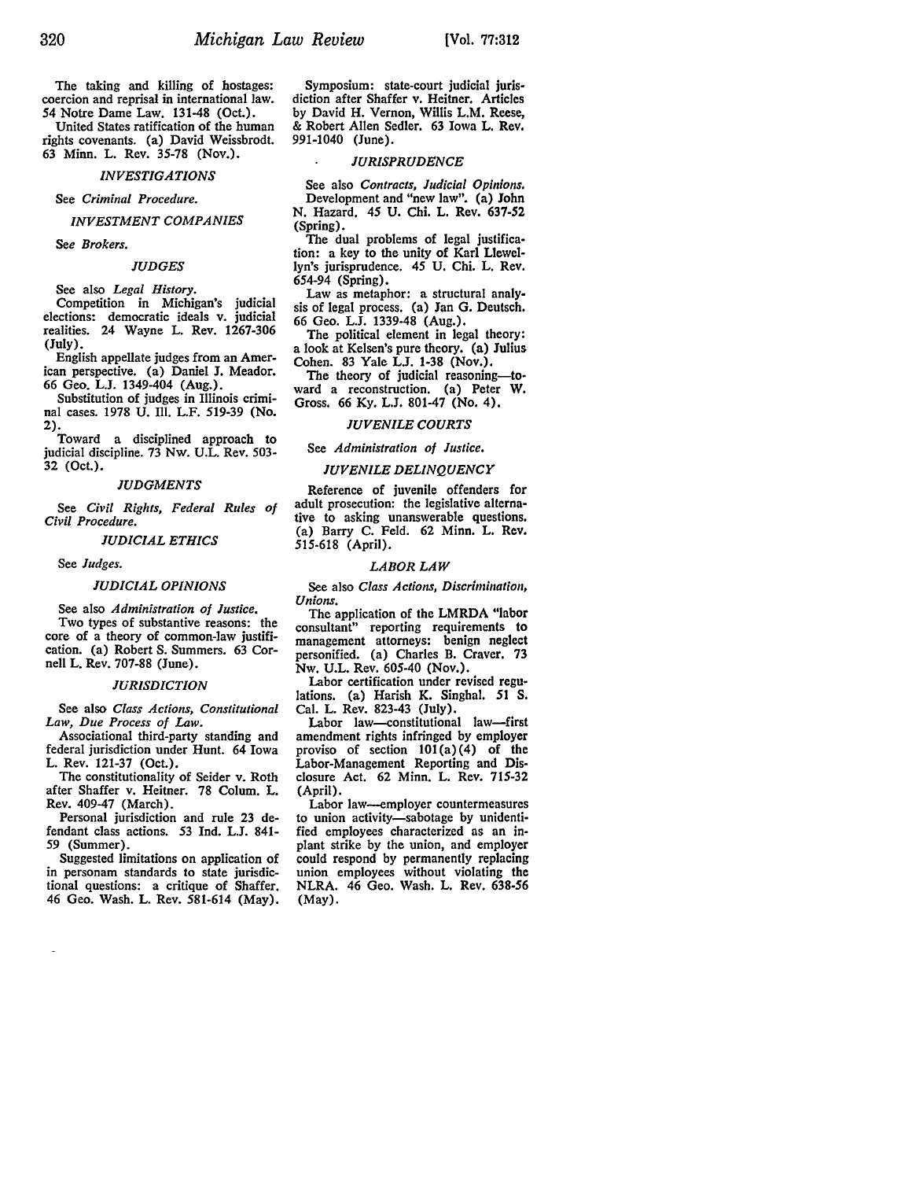The taking and killing of hostages: coercion and reprisal in international law. 54 Notre Dame Law. 131-48 (Oct.).

United States ratification of the human rights covenants. (a) David Weissbrodt. 63 Minn. L. Rev. 35-78 (Nov.).

### *INVESTIGATIONS*

See *Criminal Procedure.*

### *INVESTMENT COMPANIES*

See *Brokers.*

### *JUDGES*

See also *Legal History.*

Competition in Michigan's judicial elections: democratic ideals v. judicial realities. 24 Wayne L. Rev. 1267-306 (July).

English appellate judges from an American perspective. (a) Daniel J. Meador. 66 Geo. L.J. 1349-404 (Aug.).

Substitution of judges in Illinois criminal cases. 1978 U. Ill. L.F. 519-39 (No. 2).

Toward a disciplined approach to judicial discipline. 73 Nw. U.L. Rev. 503-32 (Oct.).

### *JUDGMENTS*

See *Civil Rights, Federal Rules of Civil Procedure.*

### *JUDICIAL ETHICS*

See *Judges.*

### *JUDICIAL OPINIONS*

See also *Administration of Justice.*

Two types of substantive reasons: the core of a theory of common-law justification. (a) Robert S. Summers. 63 Cornell L. Rev. 707-88 (June).

### *JURISDICTION*

See also *Class Actions, Constitutional Law, Due Process of Law.*

Associational third-party standing and federal jurisdiction under Hunt. 64 Iowa L. Rev. 121-37 (Oct.).

The constitutionality of Seider v. Roth after Shaffer v. Heitner. 78 Colum. L. Rev. 409-47 (March).

Personal jurisdiction and rule 23 defendant class actions. 53 Ind. L.J. 841-59 (Summer).

Suggested limitations on application of in personam standards to state jurisdictional questions: a critique of Shaffer. 46 Geo. Wash. L. Rev. 581-614 (May).

Symposium: state-court judicial jurisdiction after Shaffer v. Heitner. Articles by David H. Vernon, Willis L.M. Reese, & Robert Allen Sedler. 63 Iowa L. Rev. 991-1040 (June).

### *JURISPRUDENCE*

See also *Contracts, Judicial Opinions.*

Development and "new law". (a) John N. Hazard. 45 U. Chi. L. Rev. 637-52 (Spring).

The dual problems of legal justification: a key to the unity of Karl Llewellyn's jurisprudence. 45 U. Chi. L. Rev. 654-94 (Spring).

Law as metaphor: a structural analysis of legal process. (a) Jan G. Deutsch. 66 Geo. L.J. 1339-48 (Aug.).

The political element in legal theory: a look at Kelsen's pure theory. (a) Julius Cohen. 83 Yale L.J. 1-38 (Nov.).

The theory of judicial reasoning—toward a reconstruction. (a) Peter W. Gross. 66 Ky. L.J. 801-47 (No. 4).

### *JUVENILE COURTS*

See *Administration of Justice.*

### *JUVENILE DELINQUENCY*

Reference of juvenile offenders for adult prosecution: the legislative alternative to asking unanswerable questions. (a) Barry C. Feld. 62 Minn. L. Rev. 515-618 (April).

### *LABOR LAW*

See also *Class Actions, Discrimination, Unions.*

The application of the LMRDA "labor consultant" reporting requirements to management attorneys: benign neglect personified. (a) Charles B. Craver. 73 Nw. U.L. Rev. 605-40 (Nov.).

Labor certification under revised regulations. (a) Harish K. Singhal. 51 S. Cal. L. Rev. 823-43 (July).

Labor law—constitutional law—first amendment rights infringed by employer proviso of section 101(a)(4) of the Labor-Management Reporting and Disclosure Act. 62 Minn. L. Rev. 715-32 (April).

Labor law—employer countermeasures to union activity—sabotage by unidentified employees characterized as an in-plant strike by the union, and employer could respond by permanently replacing union employees without violating the NLRA. 46 Geo. Wash. L. Rev. 638-56 (May).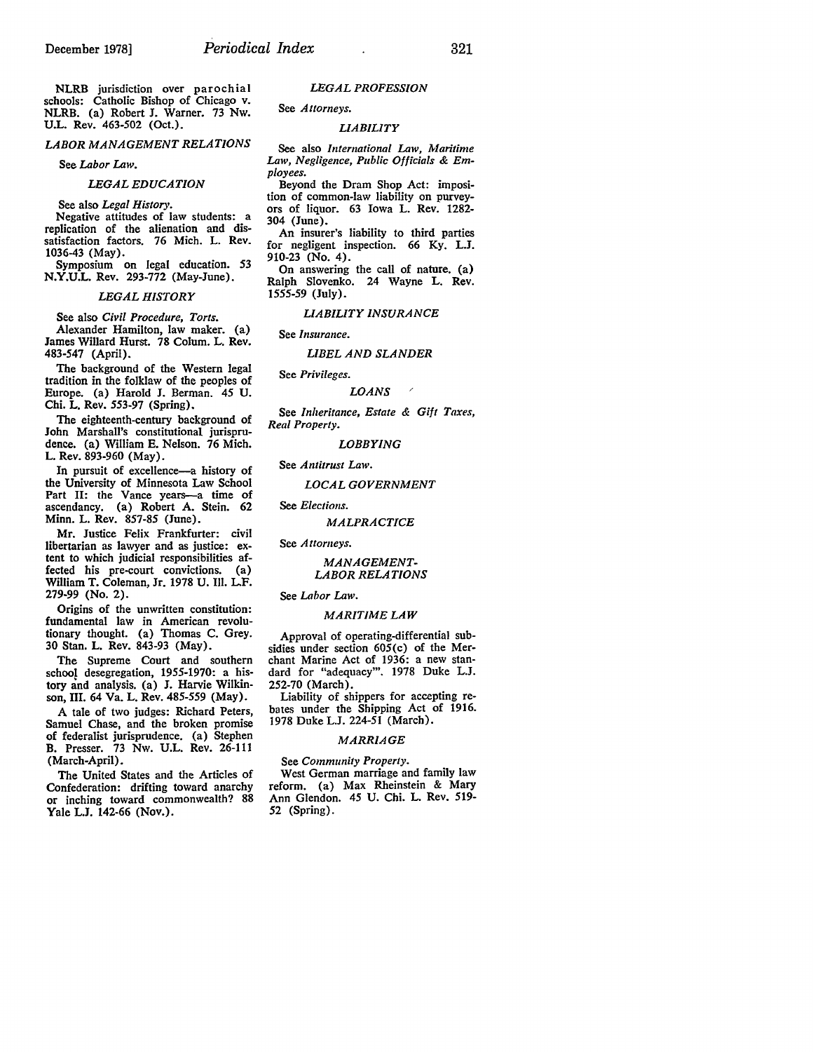NLRB jurisdiction over parochial schools: Catholic Bishop of Chicago v. NLRB. (a) Robert J. Warner. 73 Nw. U.L. Rev. 463-502 (Oct.).

### *LABOR MANAGEMENT RELATIONS*

See *Labor Law.*

### *LEGAL EDUCATION*

See also *Legal History.*

Negative attitudes of law students: a replication of the alienation and dissatisfaction factors. 76 Mich. L. Rev. 1036-43 (May).

Symposium on legal education. 53 N.Y.U.L. Rev. 293-772 (May-June).

### *LEGAL HISTORY*

See also *Civil Procedure, Torts.*

Alexander Hamilton, law maker. (a) James Willard Hurst. 78 Colum. L. Rev. 483-547 (April).

The background of the Western legal tradition in the folklaw of the peoples of Europe. (a) Harold J. Berman. 45 U. Chi. L. Rev. 553-97 (Spring).

The eighteenth-century background of John Marshall's constitutional jurisprudence. (a) William E. Nelson. 76 Mich. L. Rev. 893-960 (May).

In pursuit of excellence—a history of the University of Minnesota Law School Part II: the Vance years—a time of ascendancy. (a) Robert A. Stein. 62 Minn. L. Rev. 857-85 (June).

Mr. Justice Felix Frankfurter: civil libertarian as lawyer and as justice: extent to which judicial responsibilities affected his pre-court convictions. (a) William T. Coleman, Jr. 1978 U. Ill. L.F. 279-99 (No. 2).

Origins of the unwritten constitution: fundamental law in American revolutionary thought. (a) Thomas C. Grey. 30 Stan. L. Rev. 843-93 (May).

The Supreme Court and southern school desegregation, 1955-1970: a history and analysis. (a) J. Harvie Wilkinson, III. 64 Va. L. Rev. 485-559 (May).

A tale of two judges: Richard Peters, Samuel Chase, and the broken promise of federalist jurisprudence. (a) Stephen B. Presser. 73 Nw. U.L. Rev. 26-111 (March-April).

The United States and the Articles of Confederation: drifting toward anarchy or inching toward commonwealth? 88 Yale L.J. 142-66 (Nov.).

### *LEGAL PROFESSION*

See *Attorneys.*

### *LIABILITY*

See also *International Law, Maritime Law, Negligence, Public Officials & Employees.*

Beyond the Dram Shop Act: imposition of common-law liability on purveyors of liquor. 63 Iowa L. Rev. 1282-304 (June).

An insurer's liability to third parties for negligent inspection. 66 Ky. L.J. 910-23 (No. 4).

On answering the call of nature. (a) Ralph Slovenko. 24 Wayne L. Rev. 1555-59 (July).

### *LIABILITY INSURANCE*

See *Insurance.*

### *LIBEL AND SLANDER*

See *Privileges.*

### *LOANS*

See *Inheritance, Estate & Gift Taxes, Real Property.*

### *LOBBYING*

See *Antitrust Law.*

### *LOCAL GOVERNMENT*

See *Elections.*

### *MALPRACTICE*

See *Attorneys.*

### *MANAGEMENT-LABOR RELATIONS*

See *Labor Law.*

### *MARITIME LAW*

Approval of operating-differential subsidies under section 605(c) of the Merchant Marine Act of 1936: a new standard for "adequacy". 1978 Duke L.J. 252-70 (March).

Liability of shippers for accepting rebates under the Shipping Act of 1916. 1978 Duke L.J. 224-51 (March).

### *MARRIAGE*

See *Community Property.*

West German marriage and family law reform. (a) Max Rheinstein & Mary Ann Glendon. 45 U. Chi. L. Rev. 519-52 (Spring).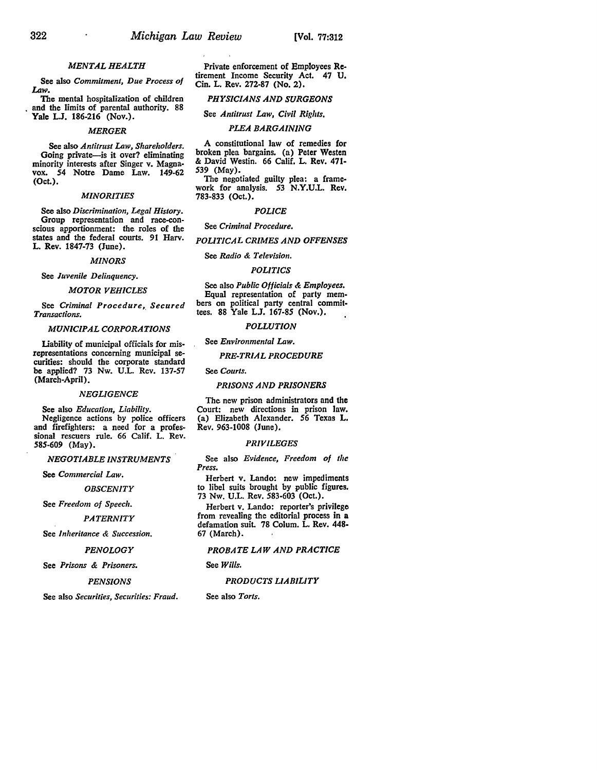### *MENTAL HEALTH*

See also *Commitment, Due Process of Law.*

The mental hospitalization of children and the limits of parental authority. 88 Yale L.J. 186-216 (Nov.).

### *MERGER*

See also *Antitrust Law, Shareholders.*

Going private—is it over? eliminating minority interests after Singer v. Magnavox. 54 Notre Dame Law. 149-62 (Oct.).

### *MINORITIES*

See also *Discrimination, Legal History.*

Group representation and race-conscious apportionment: the roles of the states and the federal courts. 91 Harv. L. Rev. 1847-73 (June).

### *MINORS*

See *Juvenile Delinquency.*

### *MOTOR VEHICLES*

See *Criminal Procedure, Secured Transactions.*

### *MUNICIPAL CORPORATIONS*

Liability of municipal officials for misrepresentations concerning municipal securities: should the corporate standard be applied? 73 Nw. U.L. Rev. 137-57 (March-April).

### *NEGLIGENCE*

See also *Education, Liability.*

Negligence actions by police officers and firefighters: a need for a professional rescuers rule. 66 Calif. L. Rev. 585-609 (May).

### *NEGOTIABLE INSTRUMENTS*

See *Commercial Law.*

### *OBSCENITY*

See *Freedom of Speech.*

### *PATERNITY*

See *Inheritance & Succession.*

### *PENOLOGY*

See *Prisons & Prisoners.*

### *PENSIONS*

See also *Securities, Securities: Fraud.*

Private enforcement of Employees Retirement Income Security Act. 47 U. Cin. L. Rev. 272-87 (No. 2).

### *PHYSICIANS AND SURGEONS*

See *Antitrust Law, Civil Rights.*

### *PLEA BARGAINING*

A constitutional law of remedies for broken plea bargains. (a) Peter Westen & David Westin. 66 Calif. L. Rev. 471-539 (May).

The negotiated guilty plea: a framework for analysis. 53 N.Y.U.L. Rev. 783-833 (Oct.).

### *POLICE*

See *Criminal Procedure.*

### *POLITICAL CRIMES AND OFFENSES*

See *Radio & Television.*

### *POLITICS*

See also *Public Officials & Employees.*

Equal representation of party members on political party central committees. 88 Yale L.J. 167-85 (Nov.).

### *POLLUTION*

See *Environmental Law.*

### *PRE-TRIAL PROCEDURE*

See *Courts.*

### *PRISONS AND PRISONERS*

The new prison administrators and the Court: new directions in prison law. (a) Elizabeth Alexander. 56 Texas L. Rev. 963-1008 (June).

### *PRIVILEGES*

See also *Evidence, Freedom of the Press.*

Herbert v. Lando: new impediments to libel suits brought by public figures. 73 Nw. U.L. Rev. 583-603 (Oct.).

Herbert v. Lando: reporter's privilege from revealing the editorial process in a defamation suit. 78 Colum. L. Rev. 448-67 (March).

### *PROBATE LAW AND PRACTICE*

See *Wills.*

### *PRODUCTS LIABILITY*

See also *Torts.*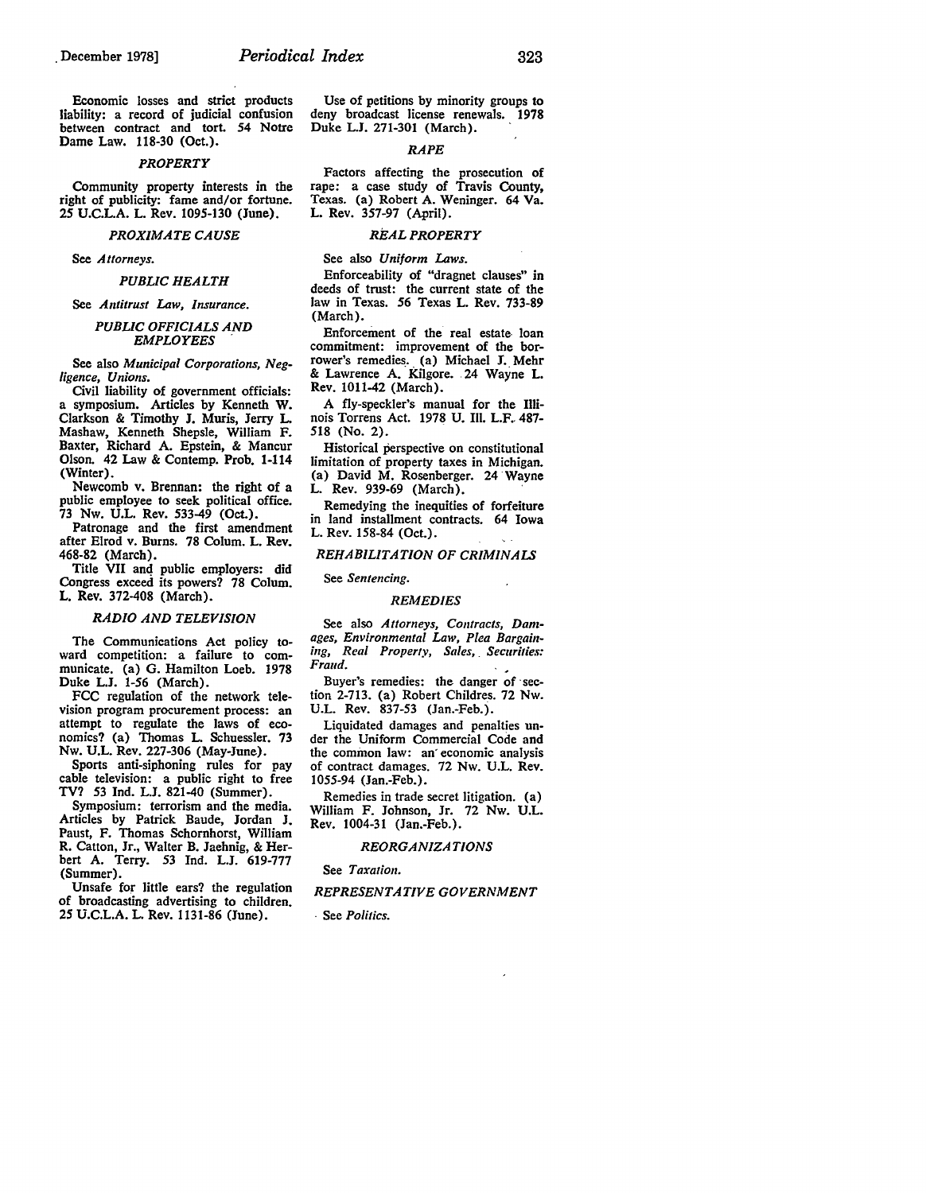Economic losses and strict products liability: a record of judicial confusion between contract and tort. 54 Notre Dame Law. 118-30 (Oct.).

### *PROPERTY*

Community property interests in the right of publicity: fame and/or fortune. 25 U.C.L.A. L. Rev. 1095-130 (June).

### *PROXIMATE CAUSE*

See *Attorneys.*

### *PUBLIC HEALTH*

See *Antitrust Law, Insurance.*

### *PUBLIC OFFICIALS AND EMPLOYEES*

See also *Municipal Corporations, Negligence, Unions.*

Civil liability of government officials: a symposium. Articles by Kenneth W. Clarkson & Timothy J. Muris, Jerry L. Mashaw, Kenneth Shepsle, William F. Baxter, Richard A. Epstein, & Mancur Olson. 42 Law & Contemp. Prob. 1-114 (Winter).

Newcomb v. Brennan: the right of a public employee to seek political office. 73 Nw. U.L. Rev. 533-49 (Oct.).

Patronage and the first amendment after Elrod v. Burns. 78 Colum. L. Rev. 468-82 (March).

Title VII and public employers: did Congress exceed its powers? 78 Colum. L. Rev. 372-408 (March).

### *RADIO AND TELEVISION*

The Communications Act policy toward competition: a failure to communicate. (a) G. Hamilton Loeb. 1978 Duke L.J. 1-56 (March).

FCC regulation of the network television program procurement process: an attempt to regulate the laws of economics? (a) Thomas L. Schuessler. 73 Nw. U.L. Rev. 227-306 (May-June).

Sports anti-siphoning rules for pay cable television: a public right to free TV? 53 Ind. L.J. 821-40 (Summer).

Symposium: terrorism and the media. Articles by Patrick Baude, Jordan J. Paust, F. Thomas Schornhorst, William R. Catton, Jr., Walter B. Jaehnig, & Herbert A. Terry. 53 Ind. L.J. 619-777 (Summer).

Unsafe for little ears? the regulation of broadcasting advertising to children. 25 U.C.L.A. L. Rev. 1131-86 (June).

Use of petitions by minority groups to deny broadcast license renewals. 1978 Duke L.J. 271-301 (March).

### *RAPE*

Factors affecting the prosecution of rape: a case study of Travis County, Texas. (a) Robert A. Weninger. 64 Va. L. Rev. 357-97 (April).

### *REAL PROPERTY*

See also *Uniform Laws.*

Enforceability of "dragnet clauses" in deeds of trust: the current state of the law in Texas. 56 Texas L. Rev. 733-89 (March).

Enforcement of the real estate loan commitment: improvement of the borrower's remedies. (a) Michael J. Mehr & Lawrence A. Kilgore. 24 Wayne L. Rev. 1011-42 (March).

A fly-speckler's manual for the Illinois Torrens Act. 1978 U. Ill. L.F. 487-518 (No. 2).

Historical perspective on constitutional limitation of property taxes in Michigan. (a) David M. Rosenberger. 24 Wayne L. Rev. 939-69 (March).

Remedying the inequities of forfeiture in land installment contracts. 64 Iowa L. Rev. 158-84 (Oct.).

### *REHABILITATION OF CRIMINALS*

See *Sentencing.*

### *REMEDIES*

See also *Attorneys, Contracts, Damages, Environmental Law, Plea Bargaining, Real Property, Sales, Securities: Fraud.*

Buyer's remedies: the danger of section 2-713. (a) Robert Childres. 72 Nw. U.L. Rev. 837-53 (Jan.-Feb.).

Liquidated damages and penalties under the Uniform Commercial Code and the common law: an economic analysis of contract damages. 72 Nw. U.L. Rev. 1055-94 (Jan.-Feb.).

Remedies in trade secret litigation. (a) William F. Johnson, Jr. 72 Nw. U.L. Rev. 1004-31 (Jan.-Feb.).

### *REORGANIZATIONS*

See *Taxation.*

### *REPRESENTATIVE GOVERNMENT*

See *Politics.*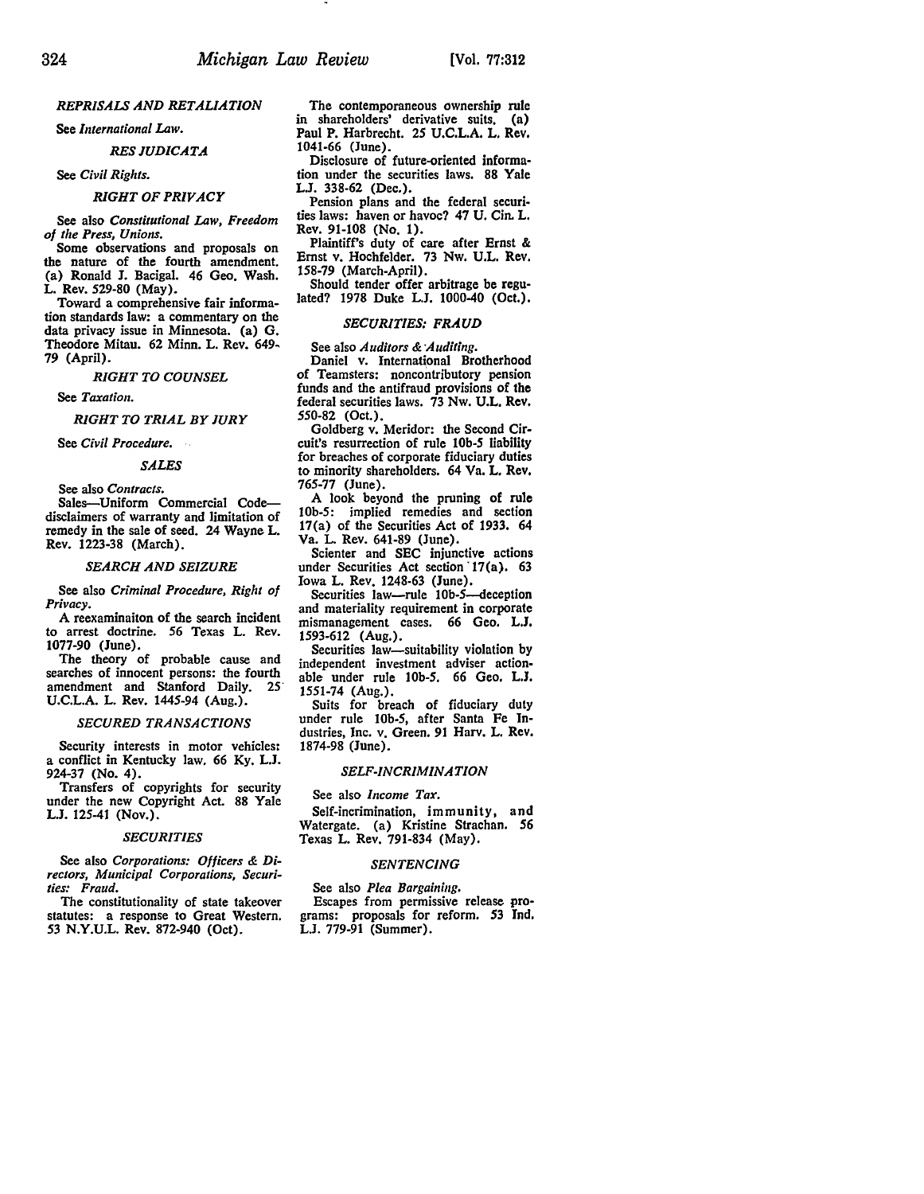### *REPRISALS AND RETALIATION*

See *International Law.*

### *RES JUDICATA*

See *Civil Rights.*

### *RIGHT OF PRIVACY*

See also *Constitutional Law, Freedom of the Press, Unions.*

Some observations and proposals on the nature of the fourth amendment. (a) Ronald J. Bacigal. 46 Geo. Wash. L. Rev. 529-80 (May).

Toward a comprehensive fair information standards law: a commentary on the data privacy issue in Minnesota. (a) G. Theodore Mitau. 62 Minn. L. Rev. 649-79 (April).

### *RIGHT TO COUNSEL*

See *Taxation.*

### *RIGHT TO TRIAL BY JURY*

See *Civil Procedure.*

### *SALES*

See also *Contracts.*

Sales—Uniform Commercial Code—disclaimers of warranty and limitation of remedy in the sale of seed. 24 Wayne L. Rev. 1223-38 (March).

### *SEARCH AND SEIZURE*

See also *Criminal Procedure, Right of Privacy.*

A reexaminaiton of the search incident to arrest doctrine. 56 Texas L. Rev. 1077-90 (June).

The theory of probable cause and searches of innocent persons: the fourth amendment and Stanford Daily. 25 U.C.L.A. L. Rev. 1445-94 (Aug.).

### *SECURED TRANSACTIONS*

Security interests in motor vehicles: a conflict in Kentucky law. 66 Ky. L.J. 924-37 (No. 4).

Transfers of copyrights for security under the new Copyright Act. 88 Yale L.J. 125-41 (Nov.).

### *SECURITIES*

See also *Corporations: Officers & Directors, Municipal Corporations, Securities: Fraud.*

The constitutionality of state takeover statutes: a response to Great Western. 53 N.Y.U.L. Rev. 872-940 (Oct).

The contemporaneous ownership rule in shareholders' derivative suits. (a) Paul P. Harbrecht. 25 U.C.L.A. L. Rev. 1041-66 (June).

Disclosure of future-oriented information under the securities laws. 88 Yale L.J. 338-62 (Dec.).

Pension plans and the federal securities laws: haven or havoc? 47 U. Cin. L. Rev. 91-108 (No. 1).

Plaintiff's duty of care after Ernst & Ernst v. Hochfelder. 73 Nw. U.L. Rev. 158-79 (March-April).

Should tender offer arbitrage be regulated? 1978 Duke L.J. 1000-40 (Oct.).

### *SECURITIES: FRAUD*

See also *Auditors & Auditing.*

Daniel v. International Brotherhood of Teamsters: noncontributory pension funds and the antifraud provisions of the federal securities laws. 73 Nw. U.L. Rev. 550-82 (Oct.).

Goldberg v. Meridor: the Second Circuit's resurrection of rule 10b-5 liability for breaches of corporate fiduciary duties to minority shareholders. 64 Va. L. Rev. 765-77 (June).

A look beyond the pruning of rule 10b-5: implied remedies and section 17(a) of the Securities Act of 1933. 64 Va. L. Rev. 641-89 (June).

Scienter and SEC injunctive actions under Securities Act section 17(a). 63 Iowa L. Rev. 1248-63 (June).

Securities law—rule 10b-5—deception and materiality requirement in corporate mismanagement cases. 66 Geo. L.J. 1593-612 (Aug.).

Securities law—suitability violation by independent investment adviser actionable under rule 10b-5. 66 Geo. L.J. 1551-74 (Aug.).

Suits for breach of fiduciary duty under rule 10b-5, after Santa Fe Industries, Inc. v. Green. 91 Harv. L. Rev. 1874-98 (June).

### *SELF-INCRIMINATION*

See also *Income Tax.*

Self-incrimination, immunity, and Watergate. (a) Kristine Strachan. 56 Texas L. Rev. 791-834 (May).

### *SENTENCING*

See also *Plea Bargaining.*

Escapes from permissive release programs: proposals for reform. 53 Ind. L.J. 779-91 (Summer).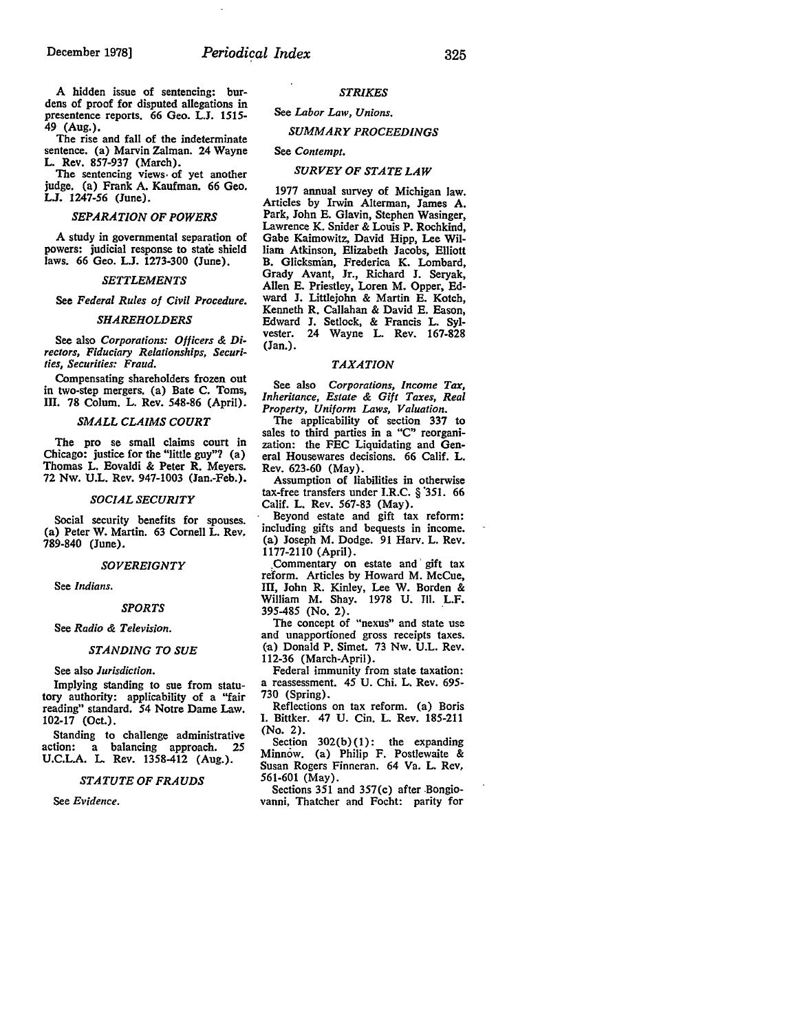A hidden issue of sentencing: burdens of proof for disputed allegations in presentence reports. 66 Geo. L.J. 1515-49 (Aug.).

The rise and fall of the indeterminate sentence. (a) Marvin Zalman. 24 Wayne L. Rev. 857-937 (March).

The sentencing views of yet another judge. (a) Frank A. Kaufman. 66 Geo. L.J. 1247-56 (June).

### *SEPARATION OF POWERS*

A study in governmental separation of powers: judicial response to state shield laws. 66 Geo. L.J. 1273-300 (June).

### *SETTLEMENTS*

See *Federal Rules of Civil Procedure.*

### *SHAREHOLDERS*

See also *Corporations: Officers & Directors, Fiduciary Relationships, Securities, Securities: Fraud.*

Compensating shareholders frozen out in two-step mergers. (a) Bate C. Toms, III. 78 Colum. L. Rev. 548-86 (April).

### *SMALL CLAIMS COURT*

The pro se small claims court in Chicago: justice for the "little guy"? (a) Thomas L. Eovaldi & Peter R. Meyers. 72 Nw. U.L. Rev. 947-1003 (Jan.-Feb.).

### *SOCIAL SECURITY*

Social security benefits for spouses. (a) Peter W. Martin. 63 Cornell L. Rev. 789-840 (June).

### *SOVEREIGNTY*

See *Indians.*

### *SPORTS*

See *Radio & Television.*

### *STANDING TO SUE*

See also *Jurisdiction.*

Implying standing to sue from statutory authority: applicability of a "fair reading" standard. 54 Notre Dame Law. 102-17 (Oct.).

Standing to challenge administrative action: a balancing approach. 25 U.C.L.A. L. Rev. 1358-412 (Aug.).

### *STATUTE OF FRAUDS*

See *Evidence.*

### *STRIKES*

See *Labor Law, Unions.*

### *SUMMARY PROCEEDINGS*

See *Contempt.*

### *SURVEY OF STATE LAW*

1977 annual survey of Michigan law. Articles by Irwin Alterman, James A. Park, John E. Glavin, Stephen Wasinger, Lawrence K. Snider & Louis P. Rochkind, Gabe Kaimowitz, David Hipp, Lee William Atkinson, Elizabeth Jacobs, Elliott B. Glicksman, Frederica K. Lombard, Grady Avant, Jr., Richard J. Seryak, Allen E. Priestley, Loren M. Opper, Edward J. Littlejohn & Martin E. Kotch, Kenneth R. Callahan & David E. Eason, Edward J. Setlock, & Francis L. Sylvester. 24 Wayne L. Rev. 167-828 (Jan.).

### *TAXATION*

See also *Corporations, Income Tax, Inheritance, Estate & Gift Taxes, Real Property, Uniform Laws, Valuation.*

The applicability of section 337 to sales to third parties in a "C" reorganization: the FEC Liquidating and General Housewares decisions. 66 Calif. L. Rev. 623-60 (May).

Assumption of liabilities in otherwise tax-free transfers under I.R.C. § 351. 66 Calif. L. Rev. 567-83 (May).

Beyond estate and gift tax reform: including gifts and bequests in income. (a) Joseph M. Dodge. 91 Harv. L. Rev. 1177-2110 (April).

Commentary on estate and gift tax reform. Articles by Howard M. McCue, III, John R. Kinley, Lee W. Borden & William M. Shay. 1978 U. Ill. L.F. 395-485 (No. 2).

The concept of "nexus" and state use and unapportioned gross receipts taxes. (a) Donald P. Simet. 73 Nw. U.L. Rev. 112-36 (March-April).

Federal immunity from state taxation: a reassessment. 45 U. Chi. L. Rev. 695-730 (Spring).

Reflections on tax reform. (a) Boris I. Bittker. 47 U. Cin. L. Rev. 185-211 (No. 2).

Section 302(b)(1): the expanding Minnow. (a) Philip F. Postlewaite & Susan Rogers Finneran. 64 Va. L. Rev. 561-601 (May).

Sections 351 and 357(c) after Bongiovanni, Thatcher and Focht: parity for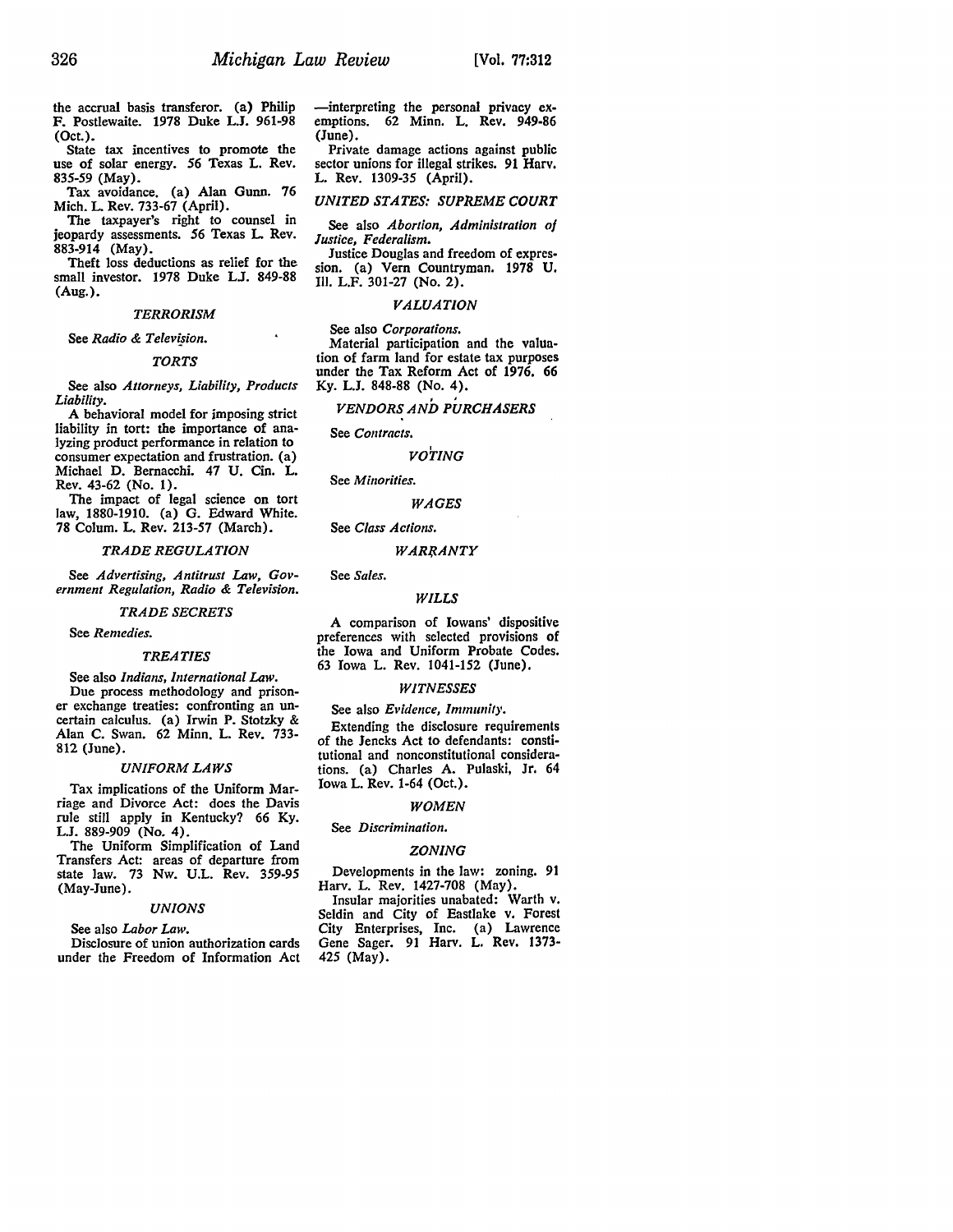the accrual basis transferor. (a) Philip F. Postlewaite. 1978 Duke L.J. 961-98 (Oct.).

State tax incentives to promote the use of solar energy. 56 Texas L. Rev. 835-59 (May).

Tax avoidance. (a) Alan Gunn. 76 Mich. L. Rev. 733-67 (April).

The taxpayer's right to counsel in jeopardy assessments. 56 Texas L. Rev. 883-914 (May).

Theft loss deductions as relief for the small investor. 1978 Duke L.J. 849-88 (Aug.).

### *TERRORISM*

See *Radio & Television.*

### *TORTS*

See also *Attorneys, Liability, Products Liability.*

A behavioral model for imposing strict liability in tort: the importance of analyzing product performance in relation to consumer expectation and frustration. (a) Michael D. Bernacchi. 47 U. Cin. L. Rev. 43-62 (No. 1).

The impact of legal science on tort law, 1880-1910. (a) G. Edward White. 78 Colum. L. Rev. 213-57 (March).

### *TRADE REGULATION*

See *Advertising, Antitrust Law, Government Regulation, Radio & Television.*

### *TRADE SECRETS*

See *Remedies.*

### *TREATIES*

See also *Indians, International Law.*

Due process methodology and prisoner exchange treaties: confronting an uncertain calculus. (a) Irwin P. Stotzky & Alan C. Swan. 62 Minn. L. Rev. 733-812 (June).

### *UNIFORM LAWS*

Tax implications of the Uniform Marriage and Divorce Act: does the Davis rule still apply in Kentucky? 66 Ky. L.J. 889-909 (No. 4).

The Uniform Simplification of Land Transfers Act: areas of departure from state law. 73 Nw. U.L. Rev. 359-95 (May-June).

### *UNIONS*

See also *Labor Law.*

Disclosure of union authorization cards under the Freedom of Information Act —interpreting the personal privacy exemptions. 62 Minn. L. Rev. 949-86 (June).

Private damage actions against public sector unions for illegal strikes. 91 Harv. L. Rev. 1309-35 (April).

### *UNITED STATES: SUPREME COURT*

See also *Abortion, Administration of Justice, Federalism.*

Justice Douglas and freedom of expression. (a) Vern Countryman. 1978 U. Ill. L.F. 301-27 (No. 2).

### *VALUATION*

See also *Corporations.*

Material participation and the valuation of farm land for estate tax purposes under the Tax Reform Act of 1976. 66 Ky. L.J. 848-88 (No. 4).

### *VENDORS AND PURCHASERS*

See *Contracts.*

### *VOTING*

See *Minorities.*

### *WAGES*

See *Class Actions.*

### *WARRANTY*

See *Sales.*

### *WILLS*

A comparison of Iowans' dispositive preferences with selected provisions of the Iowa and Uniform Probate Codes. 63 Iowa L. Rev. 1041-152 (June).

### *WITNESSES*

See also *Evidence, Immunity.*

Extending the disclosure requirements of the Jencks Act to defendants: constitutional and nonconstitutional considerations. (a) Charles A. Pulaski, Jr. 64 Iowa L. Rev. 1-64 (Oct.).

### *WOMEN*

See *Discrimination.*

### *ZONING*

Developments in the law: zoning. 91 Harv. L. Rev. 1427-708 (May).

Insular majorities unabated: Warth v. Seldin and City of Eastlake v. Forest City Enterprises, Inc. (a) Lawrence Gene Sager. 91 Harv. L. Rev. 1373-425 (May).